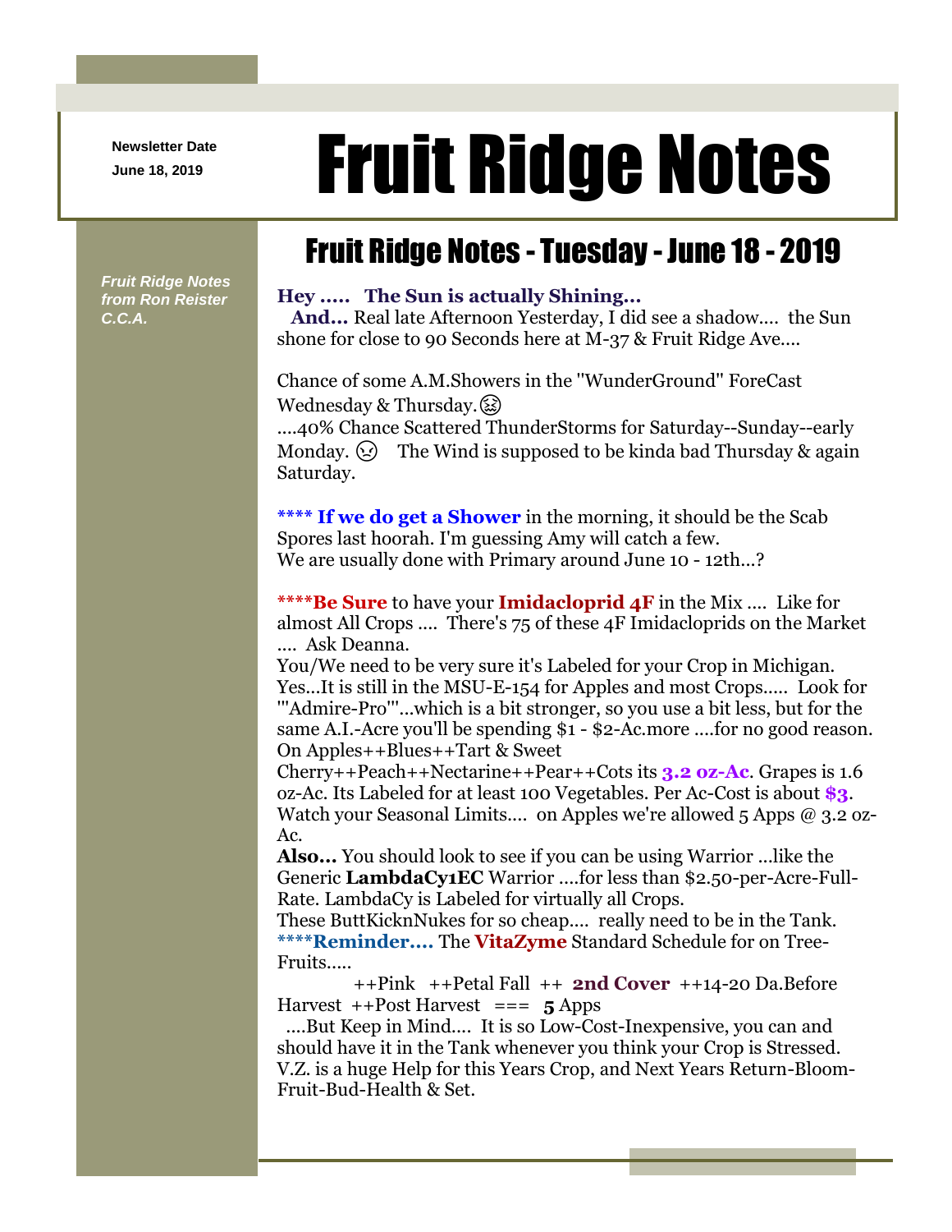Newsletter Date
June 18, 2019

# Fruit Ridge Notes

*Fruit Ridge Notes from Ron Reister C.C.A.*

## Fruit Ridge Notes - Tuesday - June 18 - 2019

**Hey ..... The Sun is actually Shining...**
**And...** Real late Afternoon Yesterday, I did see a shadow.... the Sun shone for close to 90 Seconds here at M-37 & Fruit Ridge Ave....

Chance of some A.M.Showers in the "WunderGround" ForeCast Wednesday & Thursday.😖
....40% Chance Scattered ThunderStorms for Saturday--Sunday--early Monday. 😢 The Wind is supposed to be kinda bad Thursday & again Saturday.

**\*\*\*\* If we do get a Shower** in the morning, it should be the Scab Spores last hoorah. I'm guessing Amy will catch a few.
We are usually done with Primary around June 10 - 12th...?

**\*\*\*\*Be Sure** to have your **Imidacloprid 4F** in the Mix .... Like for almost All Crops .... There's 75 of these 4F Imidacloprids on the Market .... Ask Deanna.
You/We need to be very sure it's Labeled for your Crop in Michigan.
Yes...It is still in the MSU-E-154 for Apples and most Crops..... Look for '"Admire-Pro"'...which is a bit stronger, so you use a bit less, but for the same A.I.-Acre you'll be spending $1 - $2-Ac.more ....for no good reason.
On Apples++Blues++Tart & Sweet Cherry++Peach++Nectarine++Pear++Cots its **3.2 oz-Ac**. Grapes is 1.6 oz-Ac. Its Labeled for at least 100 Vegetables. Per Ac-Cost is about **$3**.
Watch your Seasonal Limits.... on Apples we're allowed 5 Apps @ 3.2 oz-Ac.
**Also...** You should look to see if you can be using Warrior ...like the Generic **LambdaCy1EC** Warrior ....for less than $2.50-per-Acre-Full-Rate. LambdaCy is Labeled for virtually all Crops.
These ButtKicknNukes for so cheap.... really need to be in the Tank.
**\*\*\*\*Reminder....** The **VitaZyme** Standard Schedule for on Tree-Fruits.....
++Pink ++Petal Fall ++ **2nd Cover** ++14-20 Da.Before Harvest ++Post Harvest === **5** Apps
....But Keep in Mind.... It is so Low-Cost-Inexpensive, you can and should have it in the Tank whenever you think your Crop is Stressed.
V.Z. is a huge Help for this Years Crop, and Next Years Return-Bloom-Fruit-Bud-Health & Set.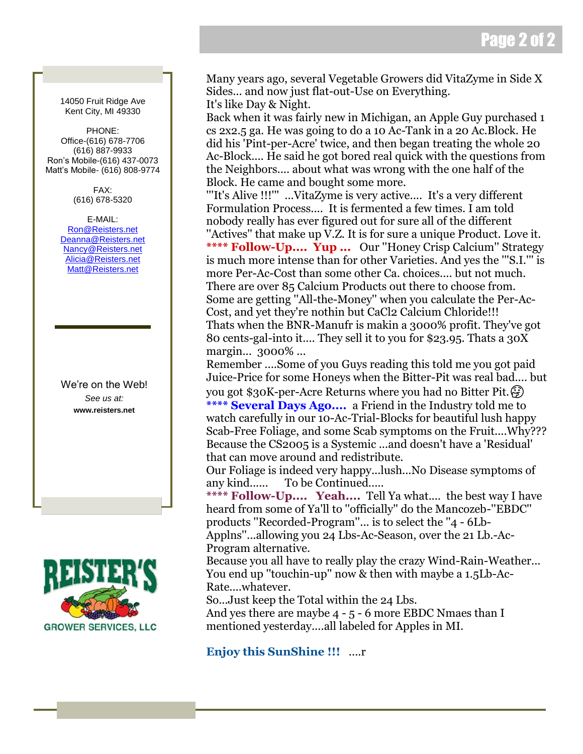14050 Fruit Ridge Ave
Kent City, MI 49330

PHONE:
Office-(616) 678-7706
(616) 887-9933
Ron's Mobile-(616) 437-0073
Matt's Mobile- (616) 808-9774

FAX:
(616) 678-5320

E-MAIL:
Ron@Reisters.net
Deanna@Reisters.net
Nancy@Reisters.net
Alicia@Reisters.net
Matt@Reisters.net

We're on the Web!
*See us at:*
**www.reisters.net**

REISTER'S GROWER SERVICES, LLC

Many years ago, several Vegetable Growers did VitaZyme in Side X Sides... and now just flat-out-Use on Everything.
It's like Day & Night.
Back when it was fairly new in Michigan, an Apple Guy purchased 1 cs 2x2.5 ga. He was going to do a 10 Ac-Tank in a 20 Ac.Block. He did his 'Pint-per-Acre' twice, and then began treating the whole 20 Ac-Block.... He said he got bored real quick with the questions from the Neighbors.... about what was wrong with the one half of the Block. He came and bought some more.
'"It's Alive !!!'" ...VitaZyme is very active.... It's a very different Formulation Process.... It is fermented a few times. I am told nobody really has ever figured out for sure all of the different "Actives" that make up V.Z. It is for sure a unique Product. Love it.
**\*\*\*\* Follow-Up.... Yup ...** Our "Honey Crisp Calcium" Strategy is much more intense than for other Varieties. And yes the '"S.I.'" is more Per-Ac-Cost than some other Ca. choices.... but not much. There are over 85 Calcium Products out there to choose from. Some are getting "All-the-Money" when you calculate the Per-Ac-Cost, and yet they're nothin but CaCl2 Calcium Chloride!!!
Thats when the BNR-Manufr is makin a 3000% profit. They've got 80 cents-gal-into it.... They sell it to you for $23.95. Thats a 30X margin... 3000% ...
Remember ....Some of you Guys reading this told me you got paid Juice-Price for some Honeys when the Bitter-Pit was real bad.... but you got $30K-per-Acre Returns where you had no Bitter Pit. 🤔
**\*\*\*\* Several Days Ago....** a Friend in the Industry told me to watch carefully in our 10-Ac-Trial-Blocks for beautiful lush happy Scab-Free Foliage, and some Scab symptoms on the Fruit....Why??? Because the CS2005 is a Systemic ...and doesn't have a 'Residual' that can move around and redistribute.
Our Foliage is indeed very happy...lush...No Disease symptoms of any kind...... To be Continued.....
**\*\*\*\* Follow-Up.... Yeah....** Tell Ya what.... the best way I have heard from some of Ya'll to "officially" do the Mancozeb-"EBDC" products "Recorded-Program"... is to select the "4 - 6Lb-Applns"...allowing you 24 Lbs-Ac-Season, over the 21 Lb.-Ac-Program alternative.
Because you all have to really play the crazy Wind-Rain-Weather... You end up "touchin-up" now & then with maybe a 1.5Lb-Ac-Rate....whatever.
So...Just keep the Total within the 24 Lbs.
And yes there are maybe 4 - 5 - 6 more EBDC Nmaes than I mentioned yesterday....all labeled for Apples in MI.

**Enjoy this SunShine !!!** ....r